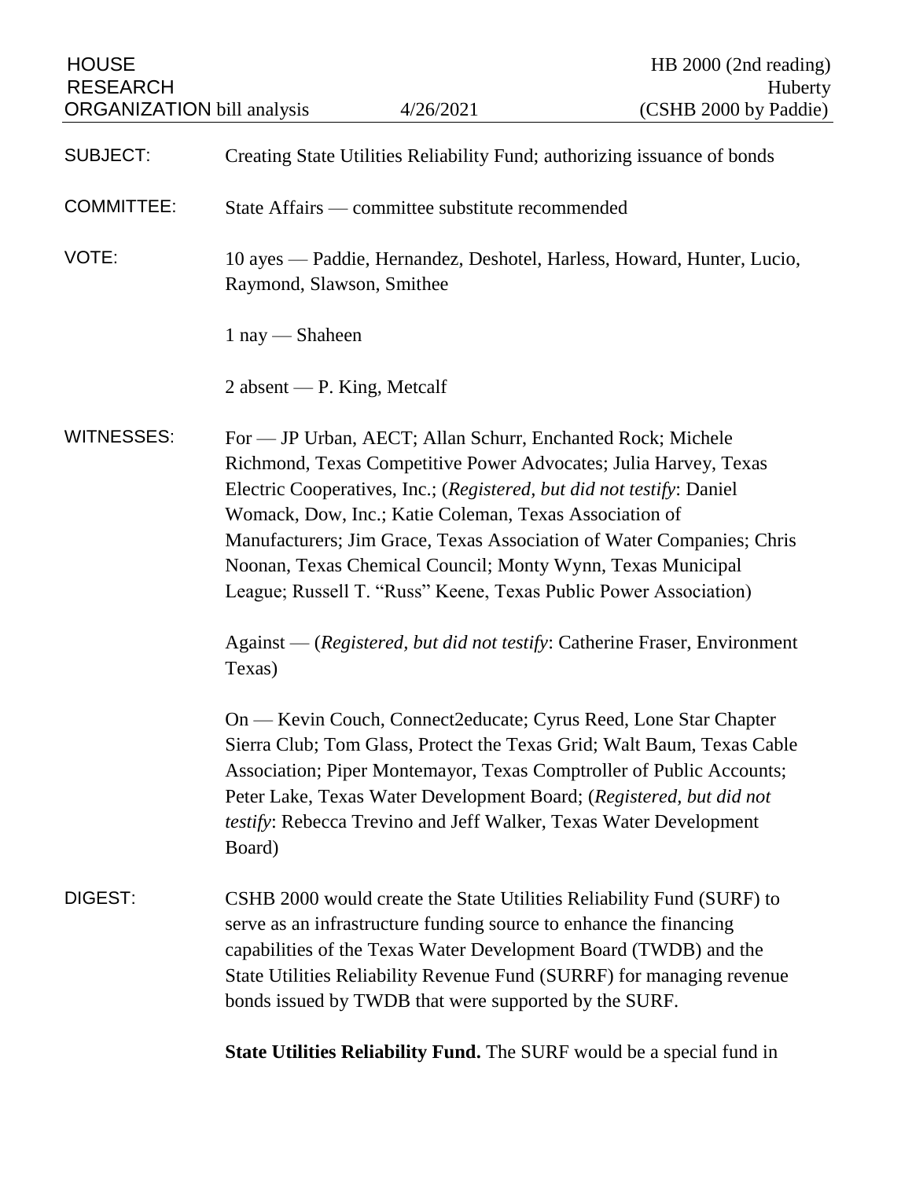HOUSE RESEARCH ORGANIZATION bill analysis | 4/26/2021 | HB 2000 (2nd reading) Huberty (CSHB 2000 by Paddie)

SUBJECT: Creating State Utilities Reliability Fund; authorizing issuance of bonds

COMMITTEE: State Affairs — committee substitute recommended

VOTE: 10 ayes — Paddie, Hernandez, Deshotel, Harless, Howard, Hunter, Lucio, Raymond, Slawson, Smithee

1 nay — Shaheen

2 absent — P. King, Metcalf

WITNESSES: For — JP Urban, AECT; Allan Schurr, Enchanted Rock; Michele Richmond, Texas Competitive Power Advocates; Julia Harvey, Texas Electric Cooperatives, Inc.; (*Registered, but did not testify*: Daniel Womack, Dow, Inc.; Katie Coleman, Texas Association of Manufacturers; Jim Grace, Texas Association of Water Companies; Chris Noonan, Texas Chemical Council; Monty Wynn, Texas Municipal League; Russell T. "Russ" Keene, Texas Public Power Association)

Against — (*Registered, but did not testify*: Catherine Fraser, Environment Texas)

On — Kevin Couch, Connect2educate; Cyrus Reed, Lone Star Chapter Sierra Club; Tom Glass, Protect the Texas Grid; Walt Baum, Texas Cable Association; Piper Montemayor, Texas Comptroller of Public Accounts; Peter Lake, Texas Water Development Board; (*Registered, but did not testify*: Rebecca Trevino and Jeff Walker, Texas Water Development Board)

DIGEST: CSHB 2000 would create the State Utilities Reliability Fund (SURF) to serve as an infrastructure funding source to enhance the financing capabilities of the Texas Water Development Board (TWDB) and the State Utilities Reliability Revenue Fund (SURRF) for managing revenue bonds issued by TWDB that were supported by the SURF.

**State Utilities Reliability Fund.** The SURF would be a special fund in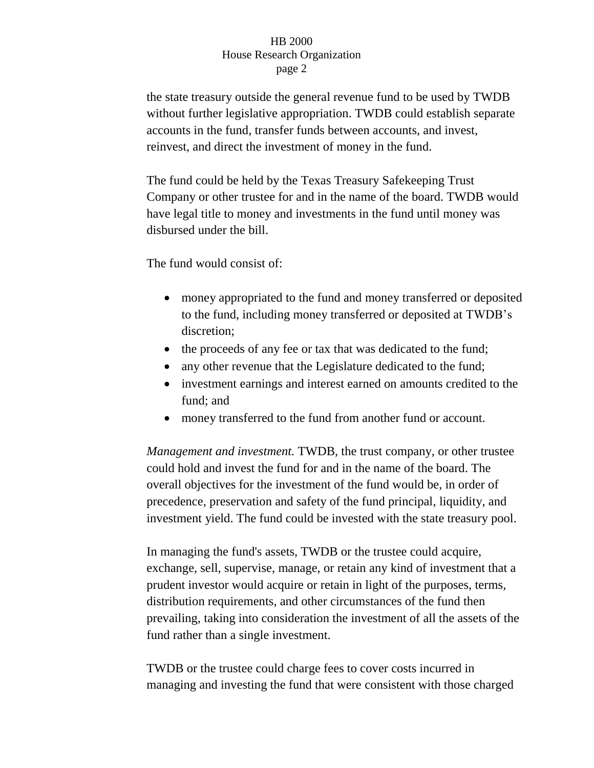the state treasury outside the general revenue fund to be used by TWDB without further legislative appropriation. TWDB could establish separate accounts in the fund, transfer funds between accounts, and invest, reinvest, and direct the investment of money in the fund.

The fund could be held by the Texas Treasury Safekeeping Trust Company or other trustee for and in the name of the board. TWDB would have legal title to money and investments in the fund until money was disbursed under the bill.

The fund would consist of:

- money appropriated to the fund and money transferred or deposited to the fund, including money transferred or deposited at TWDB's discretion;
- the proceeds of any fee or tax that was dedicated to the fund;
- any other revenue that the Legislature dedicated to the fund;
- investment earnings and interest earned on amounts credited to the fund; and
- money transferred to the fund from another fund or account.

*Management and investment.* TWDB, the trust company, or other trustee could hold and invest the fund for and in the name of the board. The overall objectives for the investment of the fund would be, in order of precedence, preservation and safety of the fund principal, liquidity, and investment yield. The fund could be invested with the state treasury pool.

In managing the fund's assets, TWDB or the trustee could acquire, exchange, sell, supervise, manage, or retain any kind of investment that a prudent investor would acquire or retain in light of the purposes, terms, distribution requirements, and other circumstances of the fund then prevailing, taking into consideration the investment of all the assets of the fund rather than a single investment.

TWDB or the trustee could charge fees to cover costs incurred in managing and investing the fund that were consistent with those charged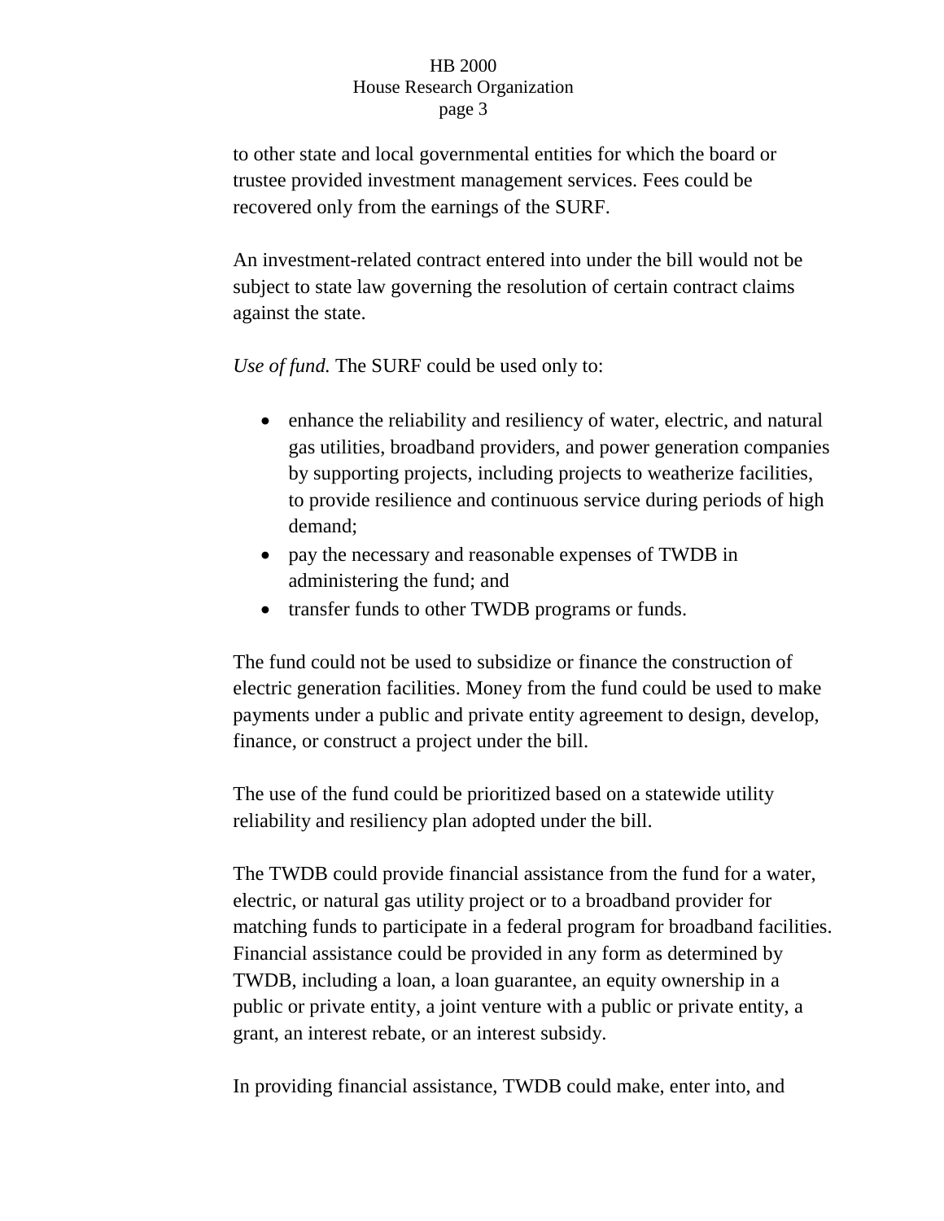to other state and local governmental entities for which the board or trustee provided investment management services. Fees could be recovered only from the earnings of the SURF.

An investment-related contract entered into under the bill would not be subject to state law governing the resolution of certain contract claims against the state.

*Use of fund.* The SURF could be used only to:

- enhance the reliability and resiliency of water, electric, and natural gas utilities, broadband providers, and power generation companies by supporting projects, including projects to weatherize facilities, to provide resilience and continuous service during periods of high demand;
- pay the necessary and reasonable expenses of TWDB in administering the fund; and
- transfer funds to other TWDB programs or funds.

The fund could not be used to subsidize or finance the construction of electric generation facilities. Money from the fund could be used to make payments under a public and private entity agreement to design, develop, finance, or construct a project under the bill.

The use of the fund could be prioritized based on a statewide utility reliability and resiliency plan adopted under the bill.

The TWDB could provide financial assistance from the fund for a water, electric, or natural gas utility project or to a broadband provider for matching funds to participate in a federal program for broadband facilities. Financial assistance could be provided in any form as determined by TWDB, including a loan, a loan guarantee, an equity ownership in a public or private entity, a joint venture with a public or private entity, a grant, an interest rebate, or an interest subsidy.

In providing financial assistance, TWDB could make, enter into, and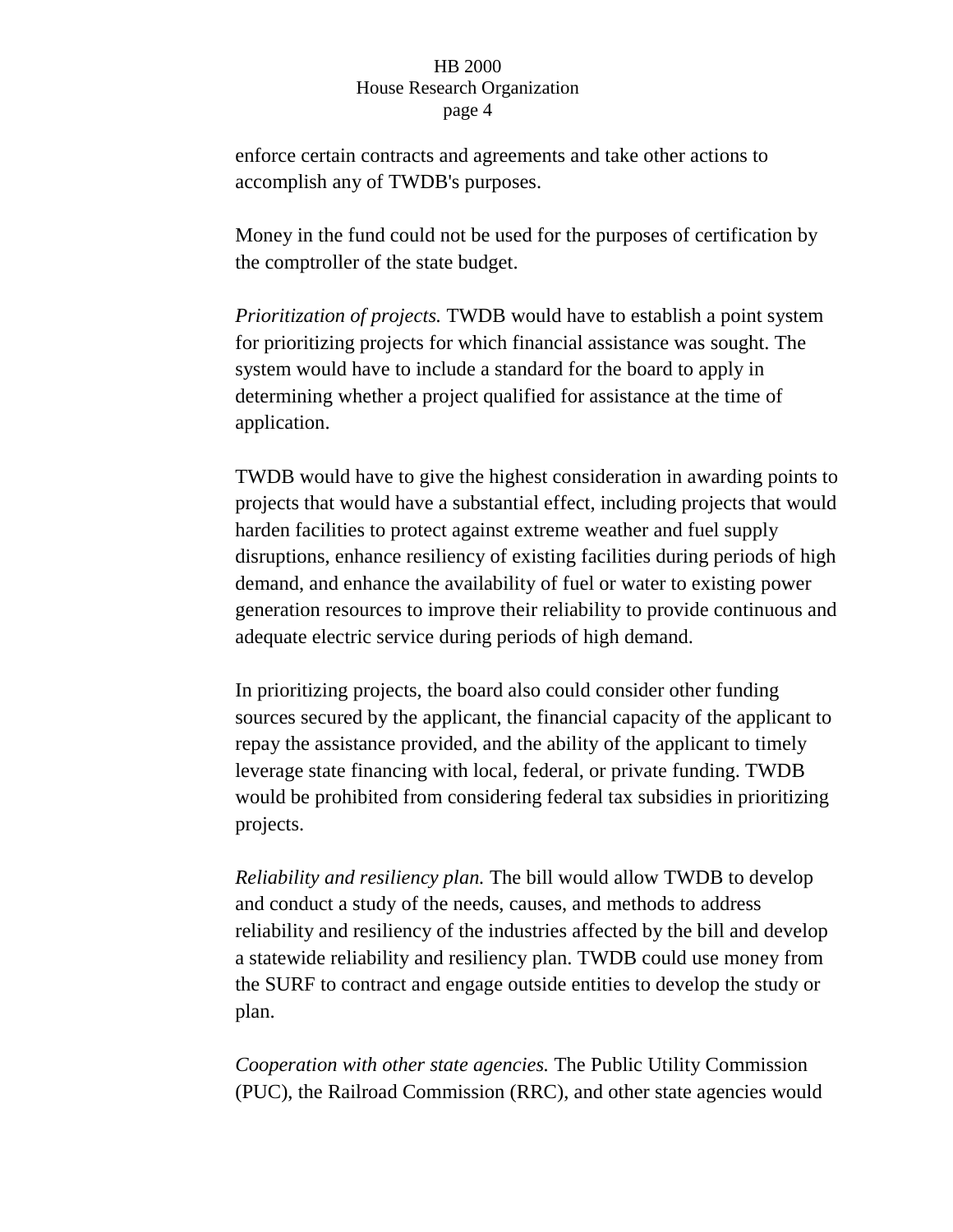enforce certain contracts and agreements and take other actions to accomplish any of TWDB's purposes.

Money in the fund could not be used for the purposes of certification by the comptroller of the state budget.

*Prioritization of projects.* TWDB would have to establish a point system for prioritizing projects for which financial assistance was sought. The system would have to include a standard for the board to apply in determining whether a project qualified for assistance at the time of application.

TWDB would have to give the highest consideration in awarding points to projects that would have a substantial effect, including projects that would harden facilities to protect against extreme weather and fuel supply disruptions, enhance resiliency of existing facilities during periods of high demand, and enhance the availability of fuel or water to existing power generation resources to improve their reliability to provide continuous and adequate electric service during periods of high demand.

In prioritizing projects, the board also could consider other funding sources secured by the applicant, the financial capacity of the applicant to repay the assistance provided, and the ability of the applicant to timely leverage state financing with local, federal, or private funding. TWDB would be prohibited from considering federal tax subsidies in prioritizing projects.

*Reliability and resiliency plan.* The bill would allow TWDB to develop and conduct a study of the needs, causes, and methods to address reliability and resiliency of the industries affected by the bill and develop a statewide reliability and resiliency plan. TWDB could use money from the SURF to contract and engage outside entities to develop the study or plan.

*Cooperation with other state agencies.* The Public Utility Commission (PUC), the Railroad Commission (RRC), and other state agencies would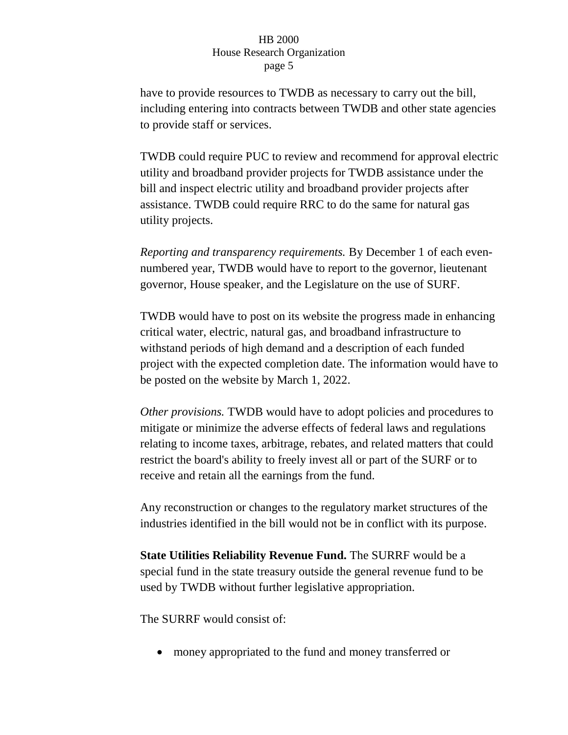have to provide resources to TWDB as necessary to carry out the bill, including entering into contracts between TWDB and other state agencies to provide staff or services.

TWDB could require PUC to review and recommend for approval electric utility and broadband provider projects for TWDB assistance under the bill and inspect electric utility and broadband provider projects after assistance. TWDB could require RRC to do the same for natural gas utility projects.

*Reporting and transparency requirements.* By December 1 of each even-numbered year, TWDB would have to report to the governor, lieutenant governor, House speaker, and the Legislature on the use of SURF.

TWDB would have to post on its website the progress made in enhancing critical water, electric, natural gas, and broadband infrastructure to withstand periods of high demand and a description of each funded project with the expected completion date. The information would have to be posted on the website by March 1, 2022.

*Other provisions.* TWDB would have to adopt policies and procedures to mitigate or minimize the adverse effects of federal laws and regulations relating to income taxes, arbitrage, rebates, and related matters that could restrict the board's ability to freely invest all or part of the SURF or to receive and retain all the earnings from the fund.

Any reconstruction or changes to the regulatory market structures of the industries identified in the bill would not be in conflict with its purpose.

**State Utilities Reliability Revenue Fund.** The SURRF would be a special fund in the state treasury outside the general revenue fund to be used by TWDB without further legislative appropriation.

The SURRF would consist of:

- money appropriated to the fund and money transferred or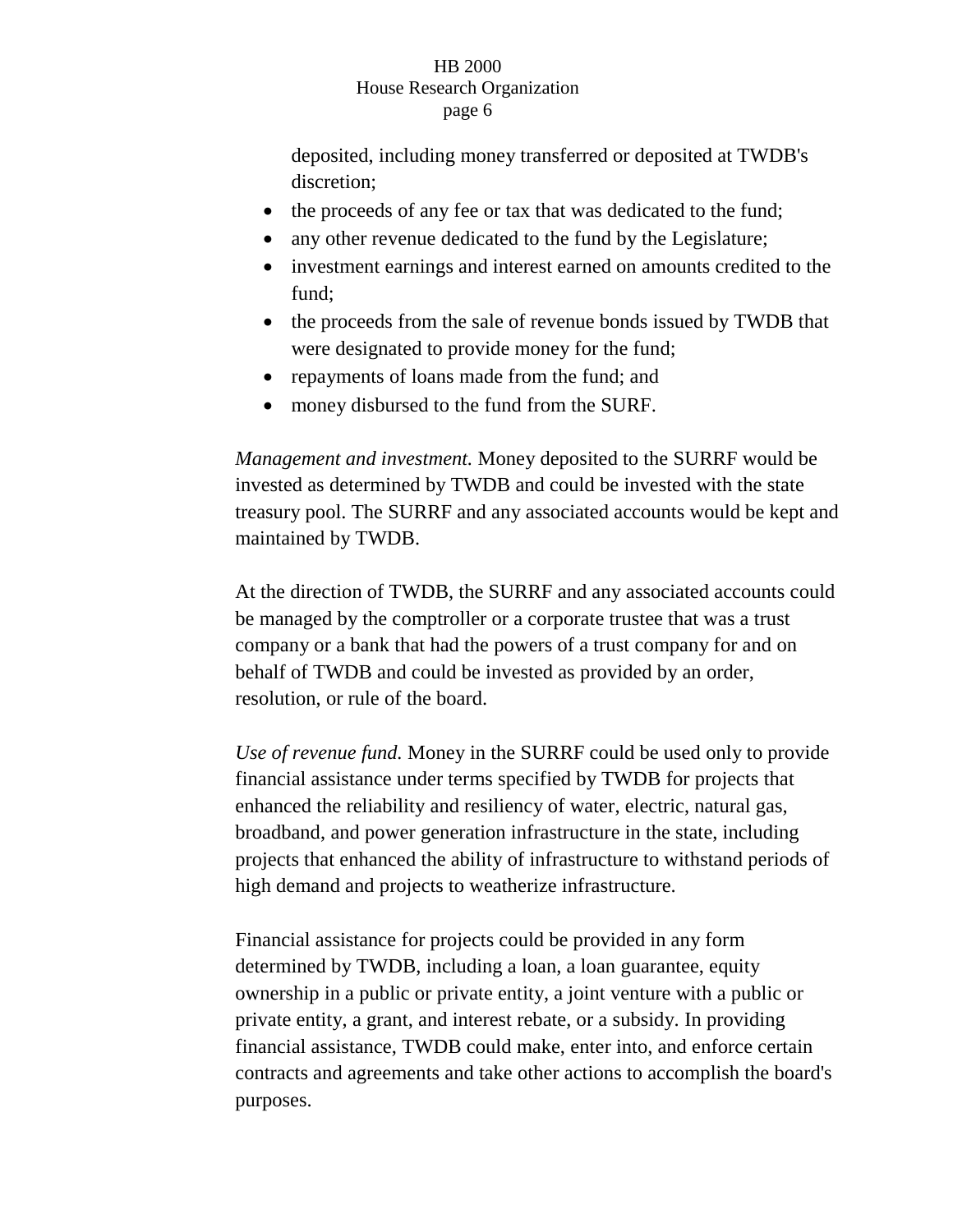deposited, including money transferred or deposited at TWDB's discretion;

- the proceeds of any fee or tax that was dedicated to the fund;
- any other revenue dedicated to the fund by the Legislature;
- investment earnings and interest earned on amounts credited to the fund;
- the proceeds from the sale of revenue bonds issued by TWDB that were designated to provide money for the fund;
- repayments of loans made from the fund; and
- money disbursed to the fund from the SURF.

*Management and investment.* Money deposited to the SURRF would be invested as determined by TWDB and could be invested with the state treasury pool. The SURRF and any associated accounts would be kept and maintained by TWDB.

At the direction of TWDB, the SURRF and any associated accounts could be managed by the comptroller or a corporate trustee that was a trust company or a bank that had the powers of a trust company for and on behalf of TWDB and could be invested as provided by an order, resolution, or rule of the board.

*Use of revenue fund.* Money in the SURRF could be used only to provide financial assistance under terms specified by TWDB for projects that enhanced the reliability and resiliency of water, electric, natural gas, broadband, and power generation infrastructure in the state, including projects that enhanced the ability of infrastructure to withstand periods of high demand and projects to weatherize infrastructure.

Financial assistance for projects could be provided in any form determined by TWDB, including a loan, a loan guarantee, equity ownership in a public or private entity, a joint venture with a public or private entity, a grant, and interest rebate, or a subsidy. In providing financial assistance, TWDB could make, enter into, and enforce certain contracts and agreements and take other actions to accomplish the board's purposes.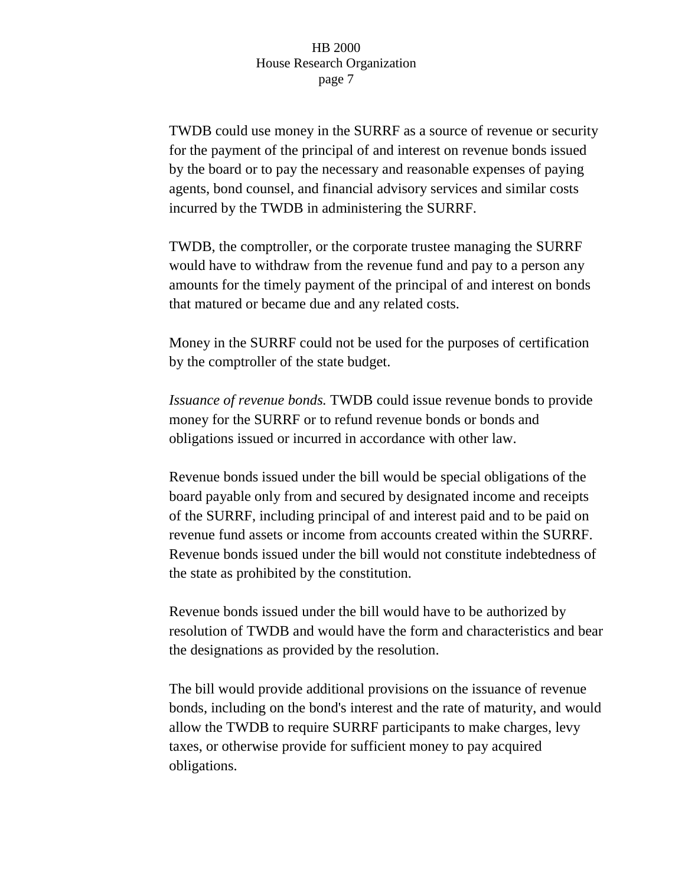TWDB could use money in the SURRF as a source of revenue or security for the payment of the principal of and interest on revenue bonds issued by the board or to pay the necessary and reasonable expenses of paying agents, bond counsel, and financial advisory services and similar costs incurred by the TWDB in administering the SURRF.

TWDB, the comptroller, or the corporate trustee managing the SURRF would have to withdraw from the revenue fund and pay to a person any amounts for the timely payment of the principal of and interest on bonds that matured or became due and any related costs.

Money in the SURRF could not be used for the purposes of certification by the comptroller of the state budget.

*Issuance of revenue bonds.* TWDB could issue revenue bonds to provide money for the SURRF or to refund revenue bonds or bonds and obligations issued or incurred in accordance with other law.

Revenue bonds issued under the bill would be special obligations of the board payable only from and secured by designated income and receipts of the SURRF, including principal of and interest paid and to be paid on revenue fund assets or income from accounts created within the SURRF. Revenue bonds issued under the bill would not constitute indebtedness of the state as prohibited by the constitution.

Revenue bonds issued under the bill would have to be authorized by resolution of TWDB and would have the form and characteristics and bear the designations as provided by the resolution.

The bill would provide additional provisions on the issuance of revenue bonds, including on the bond's interest and the rate of maturity, and would allow the TWDB to require SURRF participants to make charges, levy taxes, or otherwise provide for sufficient money to pay acquired obligations.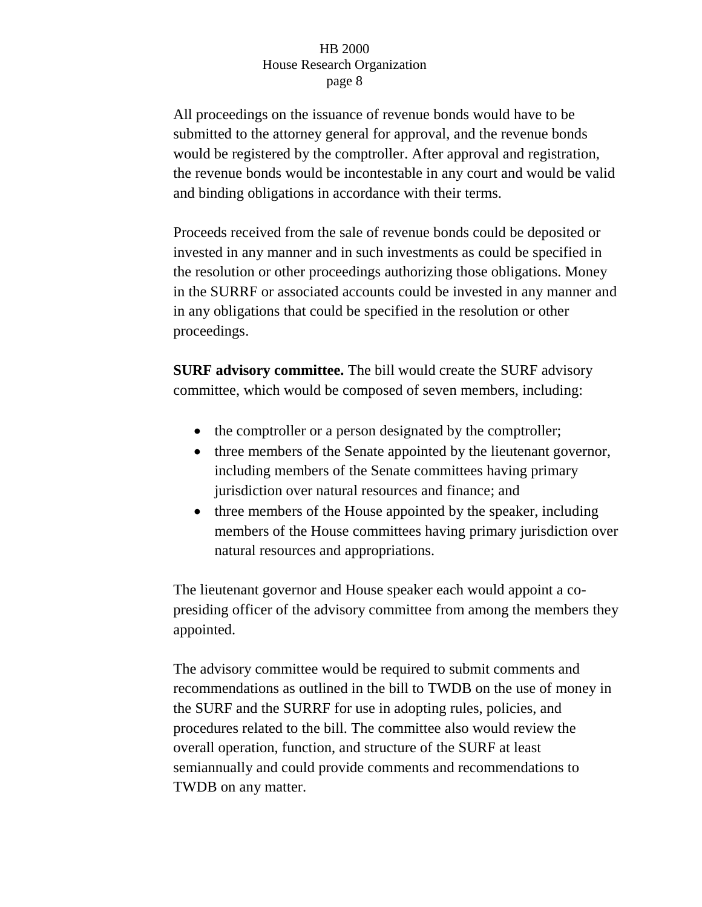All proceedings on the issuance of revenue bonds would have to be submitted to the attorney general for approval, and the revenue bonds would be registered by the comptroller. After approval and registration, the revenue bonds would be incontestable in any court and would be valid and binding obligations in accordance with their terms.

Proceeds received from the sale of revenue bonds could be deposited or invested in any manner and in such investments as could be specified in the resolution or other proceedings authorizing those obligations. Money in the SURRF or associated accounts could be invested in any manner and in any obligations that could be specified in the resolution or other proceedings.

**SURF advisory committee.** The bill would create the SURF advisory committee, which would be composed of seven members, including:

- the comptroller or a person designated by the comptroller;
- three members of the Senate appointed by the lieutenant governor, including members of the Senate committees having primary jurisdiction over natural resources and finance; and
- three members of the House appointed by the speaker, including members of the House committees having primary jurisdiction over natural resources and appropriations.

The lieutenant governor and House speaker each would appoint a co-presiding officer of the advisory committee from among the members they appointed.

The advisory committee would be required to submit comments and recommendations as outlined in the bill to TWDB on the use of money in the SURF and the SURRF for use in adopting rules, policies, and procedures related to the bill. The committee also would review the overall operation, function, and structure of the SURF at least semiannually and could provide comments and recommendations to TWDB on any matter.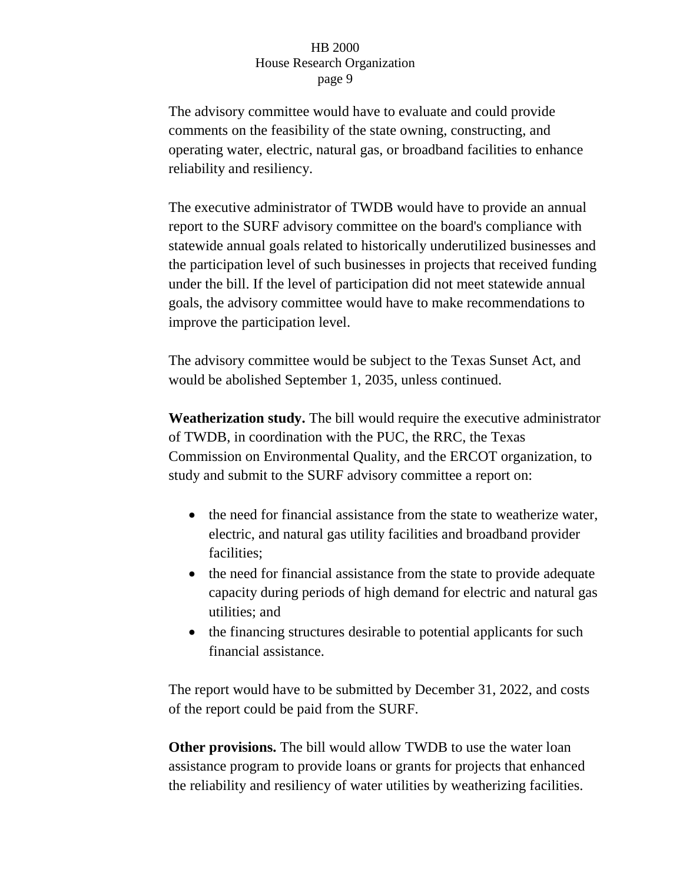The advisory committee would have to evaluate and could provide comments on the feasibility of the state owning, constructing, and operating water, electric, natural gas, or broadband facilities to enhance reliability and resiliency.

The executive administrator of TWDB would have to provide an annual report to the SURF advisory committee on the board's compliance with statewide annual goals related to historically underutilized businesses and the participation level of such businesses in projects that received funding under the bill. If the level of participation did not meet statewide annual goals, the advisory committee would have to make recommendations to improve the participation level.

The advisory committee would be subject to the Texas Sunset Act, and would be abolished September 1, 2035, unless continued.

**Weatherization study.** The bill would require the executive administrator of TWDB, in coordination with the PUC, the RRC, the Texas Commission on Environmental Quality, and the ERCOT organization, to study and submit to the SURF advisory committee a report on:

- the need for financial assistance from the state to weatherize water, electric, and natural gas utility facilities and broadband provider facilities;
- the need for financial assistance from the state to provide adequate capacity during periods of high demand for electric and natural gas utilities; and
- the financing structures desirable to potential applicants for such financial assistance.

The report would have to be submitted by December 31, 2022, and costs of the report could be paid from the SURF.

**Other provisions.** The bill would allow TWDB to use the water loan assistance program to provide loans or grants for projects that enhanced the reliability and resiliency of water utilities by weatherizing facilities.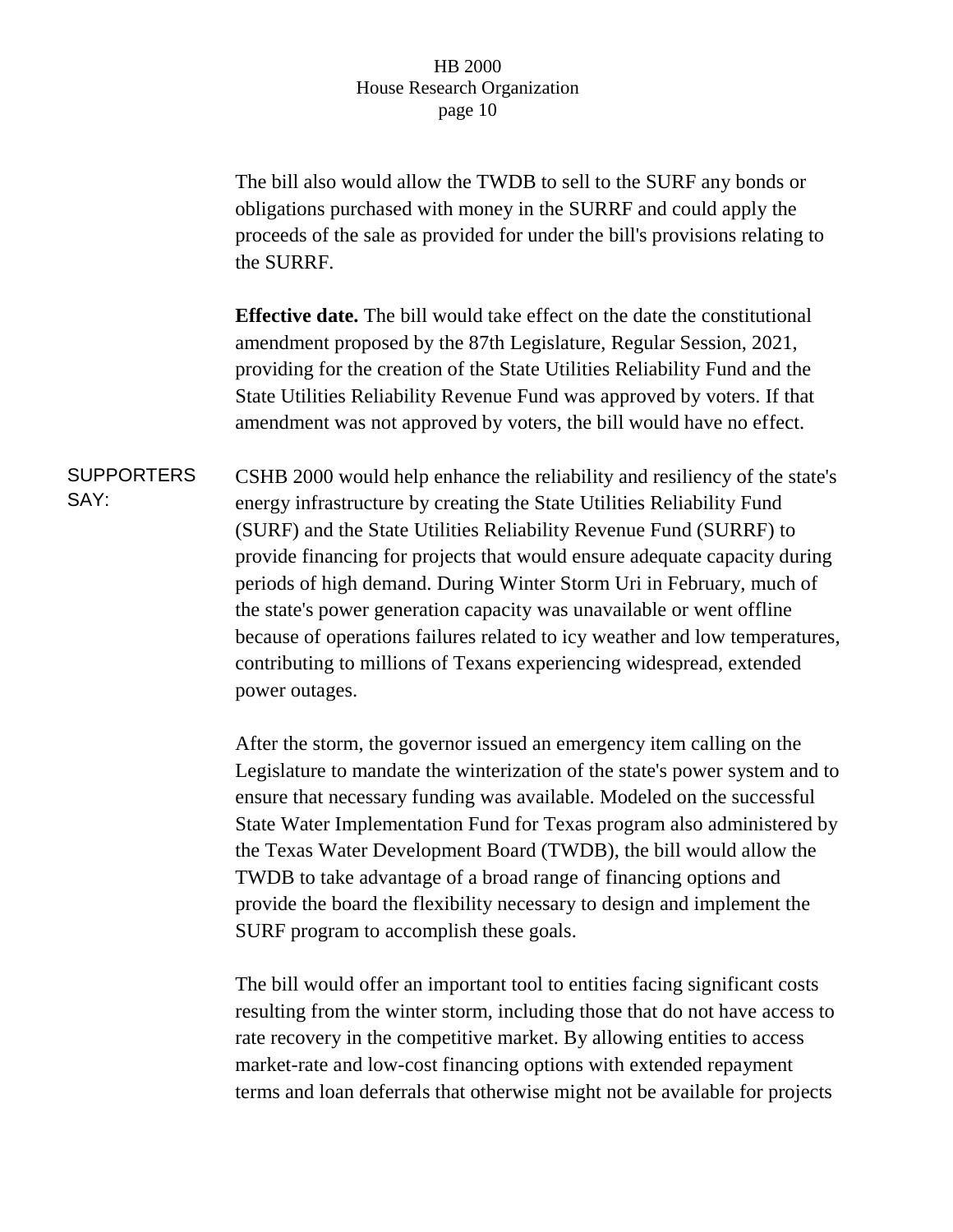The bill also would allow the TWDB to sell to the SURF any bonds or obligations purchased with money in the SURRF and could apply the proceeds of the sale as provided for under the bill's provisions relating to the SURRF.

**Effective date.** The bill would take effect on the date the constitutional amendment proposed by the 87th Legislature, Regular Session, 2021, providing for the creation of the State Utilities Reliability Fund and the State Utilities Reliability Revenue Fund was approved by voters. If that amendment was not approved by voters, the bill would have no effect.

**SUPPORTERS SAY:**

CSHB 2000 would help enhance the reliability and resiliency of the state's energy infrastructure by creating the State Utilities Reliability Fund (SURF) and the State Utilities Reliability Revenue Fund (SURRF) to provide financing for projects that would ensure adequate capacity during periods of high demand. During Winter Storm Uri in February, much of the state's power generation capacity was unavailable or went offline because of operations failures related to icy weather and low temperatures, contributing to millions of Texans experiencing widespread, extended power outages.

After the storm, the governor issued an emergency item calling on the Legislature to mandate the winterization of the state's power system and to ensure that necessary funding was available. Modeled on the successful State Water Implementation Fund for Texas program also administered by the Texas Water Development Board (TWDB), the bill would allow the TWDB to take advantage of a broad range of financing options and provide the board the flexibility necessary to design and implement the SURF program to accomplish these goals.

The bill would offer an important tool to entities facing significant costs resulting from the winter storm, including those that do not have access to rate recovery in the competitive market. By allowing entities to access market-rate and low-cost financing options with extended repayment terms and loan deferrals that otherwise might not be available for projects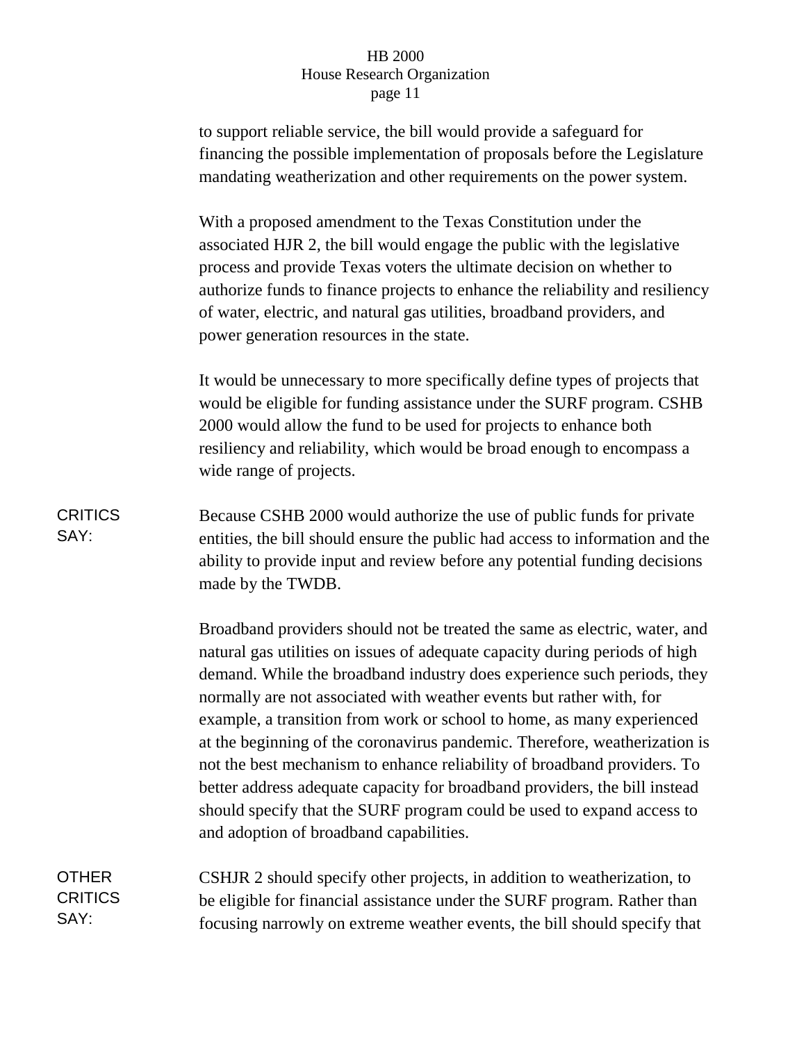to support reliable service, the bill would provide a safeguard for financing the possible implementation of proposals before the Legislature mandating weatherization and other requirements on the power system.

With a proposed amendment to the Texas Constitution under the associated HJR 2, the bill would engage the public with the legislative process and provide Texas voters the ultimate decision on whether to authorize funds to finance projects to enhance the reliability and resiliency of water, electric, and natural gas utilities, broadband providers, and power generation resources in the state.

It would be unnecessary to more specifically define types of projects that would be eligible for funding assistance under the SURF program. CSHB 2000 would allow the fund to be used for projects to enhance both resiliency and reliability, which would be broad enough to encompass a wide range of projects.

**CRITICS SAY:**

Because CSHB 2000 would authorize the use of public funds for private entities, the bill should ensure the public had access to information and the ability to provide input and review before any potential funding decisions made by the TWDB.

Broadband providers should not be treated the same as electric, water, and natural gas utilities on issues of adequate capacity during periods of high demand. While the broadband industry does experience such periods, they normally are not associated with weather events but rather with, for example, a transition from work or school to home, as many experienced at the beginning of the coronavirus pandemic. Therefore, weatherization is not the best mechanism to enhance reliability of broadband providers. To better address adequate capacity for broadband providers, the bill instead should specify that the SURF program could be used to expand access to and adoption of broadband capabilities.

**OTHER CRITICS SAY:**

CSHJR 2 should specify other projects, in addition to weatherization, to be eligible for financial assistance under the SURF program. Rather than focusing narrowly on extreme weather events, the bill should specify that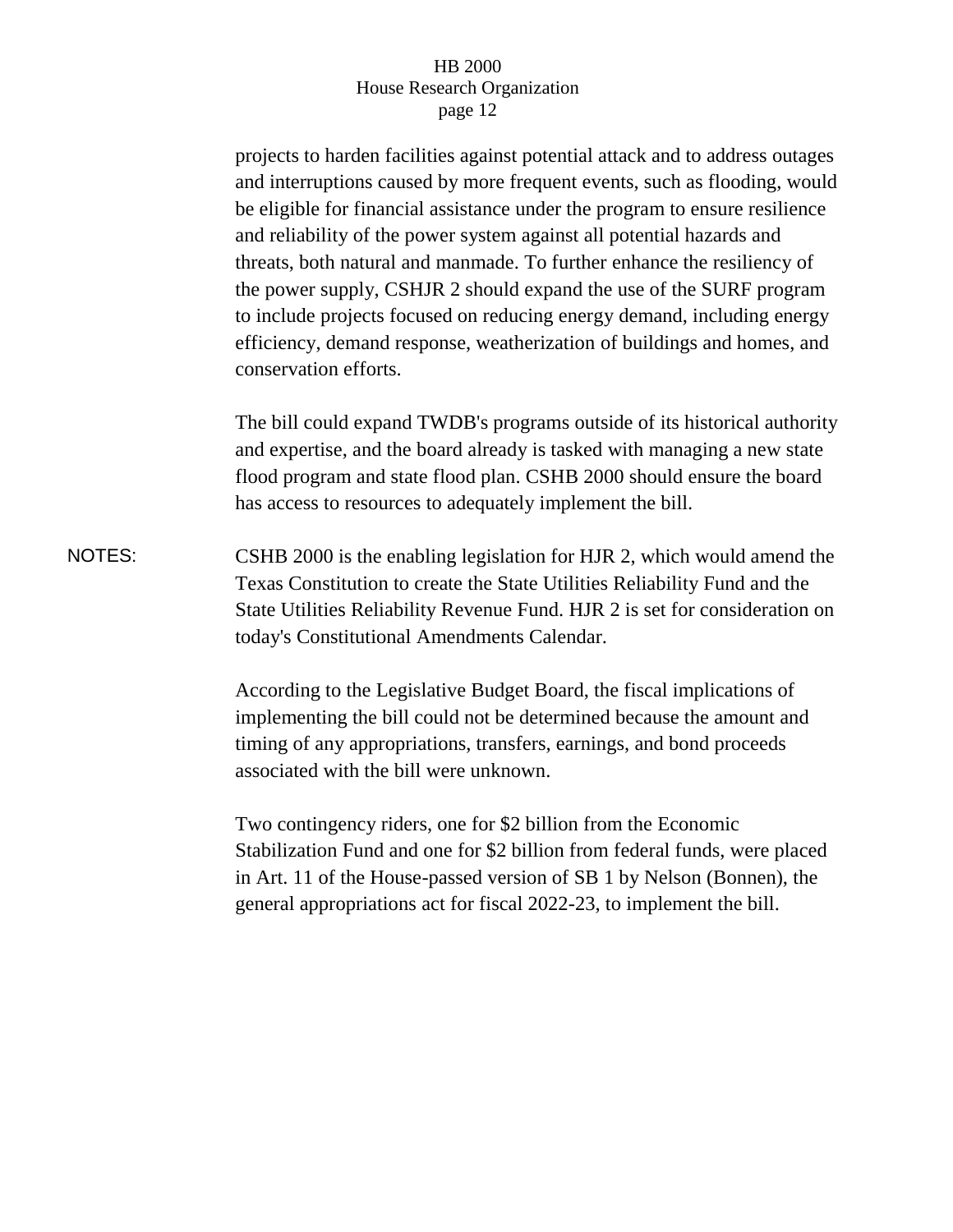projects to harden facilities against potential attack and to address outages and interruptions caused by more frequent events, such as flooding, would be eligible for financial assistance under the program to ensure resilience and reliability of the power system against all potential hazards and threats, both natural and manmade. To further enhance the resiliency of the power supply, CSHJR 2 should expand the use of the SURF program to include projects focused on reducing energy demand, including energy efficiency, demand response, weatherization of buildings and homes, and conservation efforts.

The bill could expand TWDB's programs outside of its historical authority and expertise, and the board already is tasked with managing a new state flood program and state flood plan. CSHB 2000 should ensure the board has access to resources to adequately implement the bill.

NOTES: CSHB 2000 is the enabling legislation for HJR 2, which would amend the Texas Constitution to create the State Utilities Reliability Fund and the State Utilities Reliability Revenue Fund. HJR 2 is set for consideration on today's Constitutional Amendments Calendar.

According to the Legislative Budget Board, the fiscal implications of implementing the bill could not be determined because the amount and timing of any appropriations, transfers, earnings, and bond proceeds associated with the bill were unknown.

Two contingency riders, one for $2 billion from the Economic Stabilization Fund and one for $2 billion from federal funds, were placed in Art. 11 of the House-passed version of SB 1 by Nelson (Bonnen), the general appropriations act for fiscal 2022-23, to implement the bill.